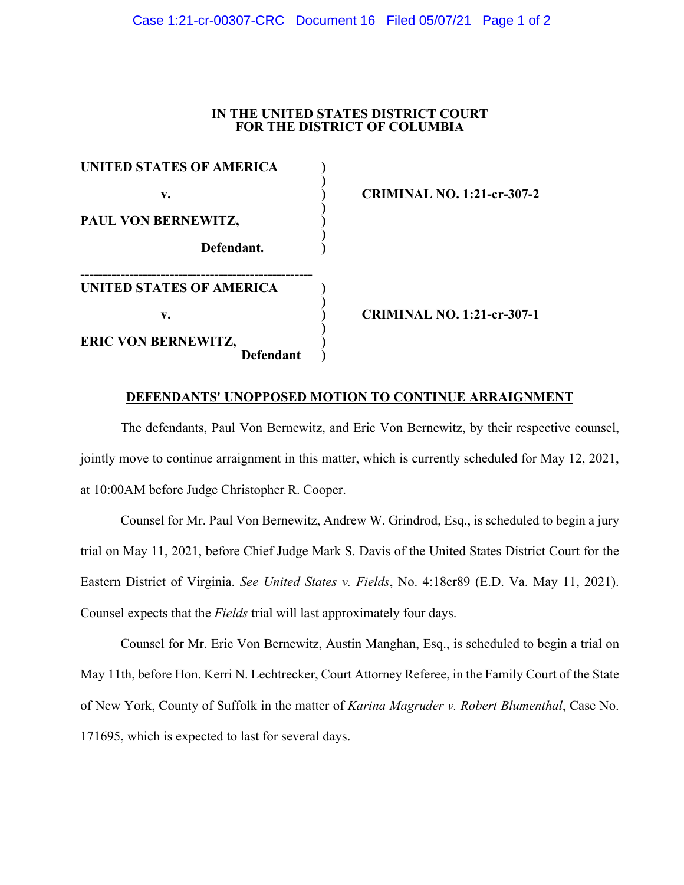**IN THE UNITED STATES DISTRICT COURT**
**FOR THE DISTRICT OF COLUMBIA**

| | | |
|---|---|---|
| **UNITED STATES OF AMERICA** | ) | |
| **v.** | ) | **CRIMINAL NO. 1:21-cr-307-2** |
| **PAUL VON BERNEWITZ,** | ) | |
| **Defendant.** | ) | |

---

| | | |
|---|---|---|
| **UNITED STATES OF AMERICA** | ) | |
| **v.** | ) | **CRIMINAL NO. 1:21-cr-307-1** |
| **ERIC VON BERNEWITZ,** | ) | |
| **Defendant** | ) | |

## DEFENDANTS' UNOPPOSED MOTION TO CONTINUE ARRAIGNMENT

The defendants, Paul Von Bernewitz, and Eric Von Bernewitz, by their respective counsel, jointly move to continue arraignment in this matter, which is currently scheduled for May 12, 2021, at 10:00AM before Judge Christopher R. Cooper.

Counsel for Mr. Paul Von Bernewitz, Andrew W. Grindrod, Esq., is scheduled to begin a jury trial on May 11, 2021, before Chief Judge Mark S. Davis of the United States District Court for the Eastern District of Virginia. *See United States v. Fields*, No. 4:18cr89 (E.D. Va. May 11, 2021). Counsel expects that the *Fields* trial will last approximately four days.

Counsel for Mr. Eric Von Bernewitz, Austin Manghan, Esq., is scheduled to begin a trial on May 11th, before Hon. Kerri N. Lechtrecker, Court Attorney Referee, in the Family Court of the State of New York, County of Suffolk in the matter of *Karina Magruder v. Robert Blumenthal*, Case No. 171695, which is expected to last for several days.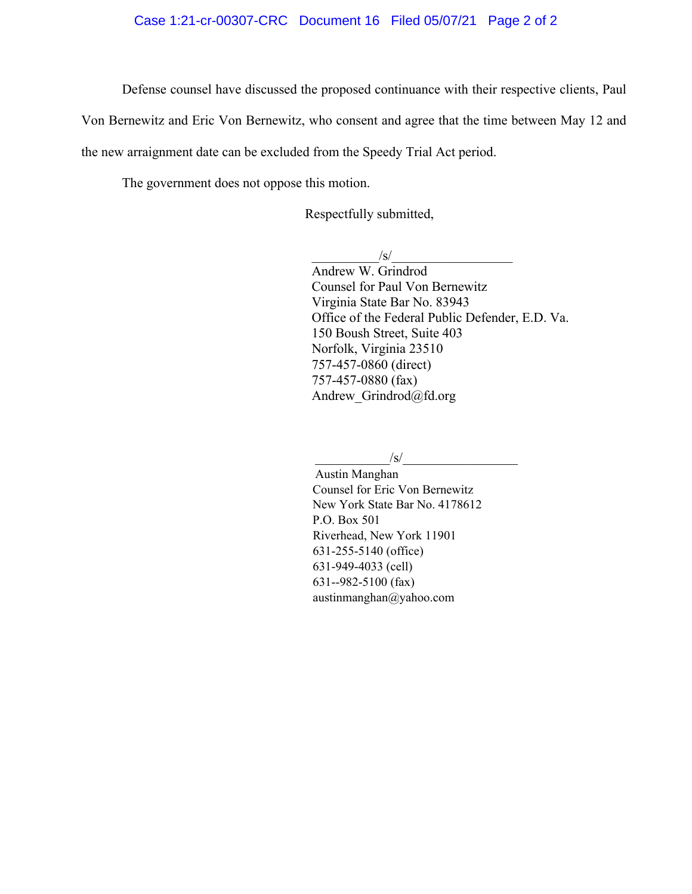Defense counsel have discussed the proposed continuance with their respective clients, Paul Von Bernewitz and Eric Von Bernewitz, who consent and agree that the time between May 12 and the new arraignment date can be excluded from the Speedy Trial Act period.

The government does not oppose this motion.

Respectfully submitted,

__________/s/__________________
Andrew W. Grindrod
Counsel for Paul Von Bernewitz
Virginia State Bar No. 83943
Office of the Federal Public Defender, E.D. Va.
150 Boush Street, Suite 403
Norfolk, Virginia 23510
757-457-0860 (direct)
757-457-0880 (fax)
Andrew_Grindrod@fd.org

___________/s/__________________
Austin Manghan
Counsel for Eric Von Bernewitz
New York State Bar No. 4178612
P.O. Box 501
Riverhead, New York 11901
631-255-5140 (office)
631-949-4033 (cell)
631--982-5100 (fax)
austinmanghan@yahoo.com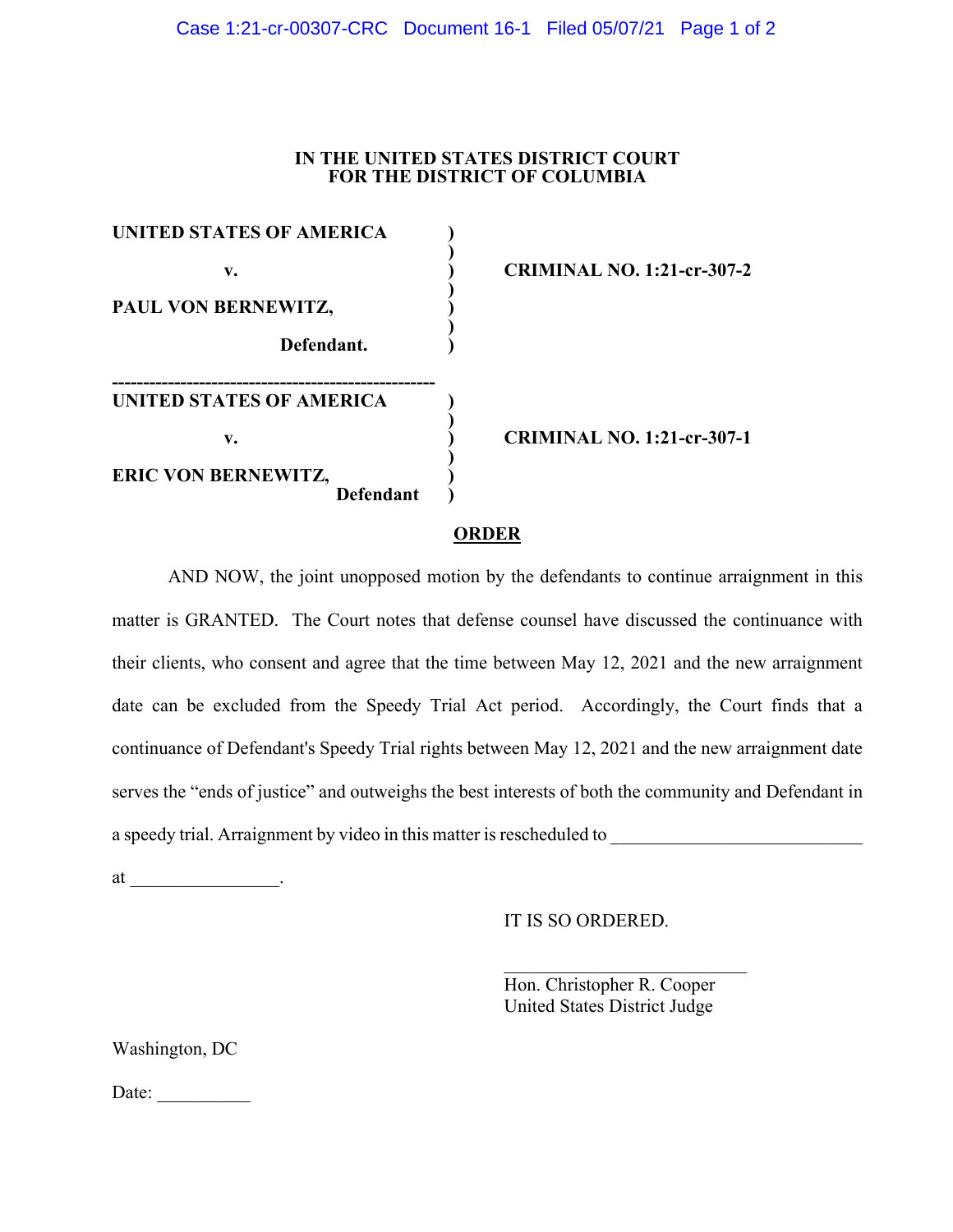**IN THE UNITED STATES DISTRICT COURT**
**FOR THE DISTRICT OF COLUMBIA**

| | | |
|---|---|---|
| **UNITED STATES OF AMERICA** | ) | |
| **v.** | ) | **CRIMINAL NO. 1:21-cr-307-2** |
| **PAUL VON BERNEWITZ,** | ) | |
| **Defendant.** | ) | |

---

| | | |
|---|---|---|
| **UNITED STATES OF AMERICA** | ) | |
| **v.** | ) | **CRIMINAL NO. 1:21-cr-307-1** |
| **ERIC VON BERNEWITZ,** | ) | |
| **Defendant** | ) | |

## ORDER

AND NOW, the joint unopposed motion by the defendants to continue arraignment in this matter is GRANTED. The Court notes that defense counsel have discussed the continuance with their clients, who consent and agree that the time between May 12, 2021 and the new arraignment date can be excluded from the Speedy Trial Act period. Accordingly, the Court finds that a continuance of Defendant's Speedy Trial rights between May 12, 2021 and the new arraignment date serves the "ends of justice" and outweighs the best interests of both the community and Defendant in a speedy trial. Arraignment by video in this matter is rescheduled to ___________________________ at ________________.

IT IS SO ORDERED.

____________________________
Hon. Christopher R. Cooper
United States District Judge

Washington, DC

Date: __________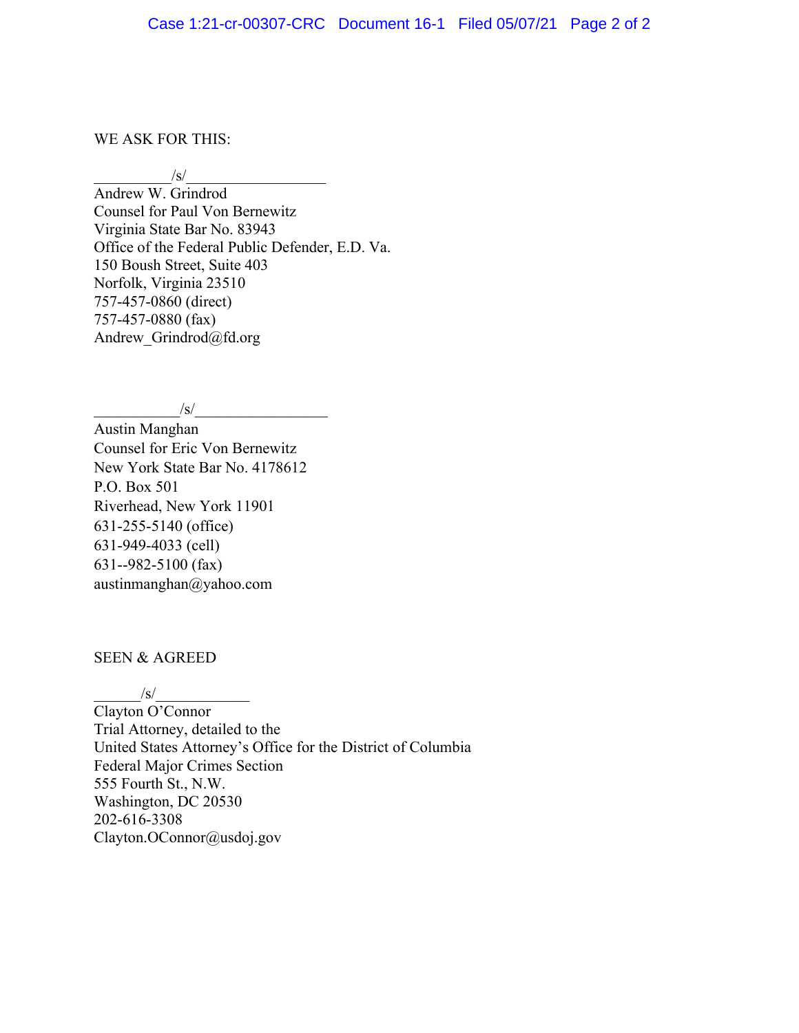WE ASK FOR THIS:

__________/s/__________________
Andrew W. Grindrod
Counsel for Paul Von Bernewitz
Virginia State Bar No. 83943
Office of the Federal Public Defender, E.D. Va.
150 Boush Street, Suite 403
Norfolk, Virginia 23510
757-457-0860 (direct)
757-457-0880 (fax)
Andrew_Grindrod@fd.org

___________/s/_________________
Austin Manghan
Counsel for Eric Von Bernewitz
New York State Bar No. 4178612
P.O. Box 501
Riverhead, New York 11901
631-255-5140 (office)
631-949-4033 (cell)
631--982-5100 (fax)
austinmanghan@yahoo.com

SEEN & AGREED

______/s/____________
Clayton O'Connor
Trial Attorney, detailed to the
United States Attorney's Office for the District of Columbia
Federal Major Crimes Section
555 Fourth St., N.W.
Washington, DC 20530
202-616-3308
Clayton.OConnor@usdoj.gov